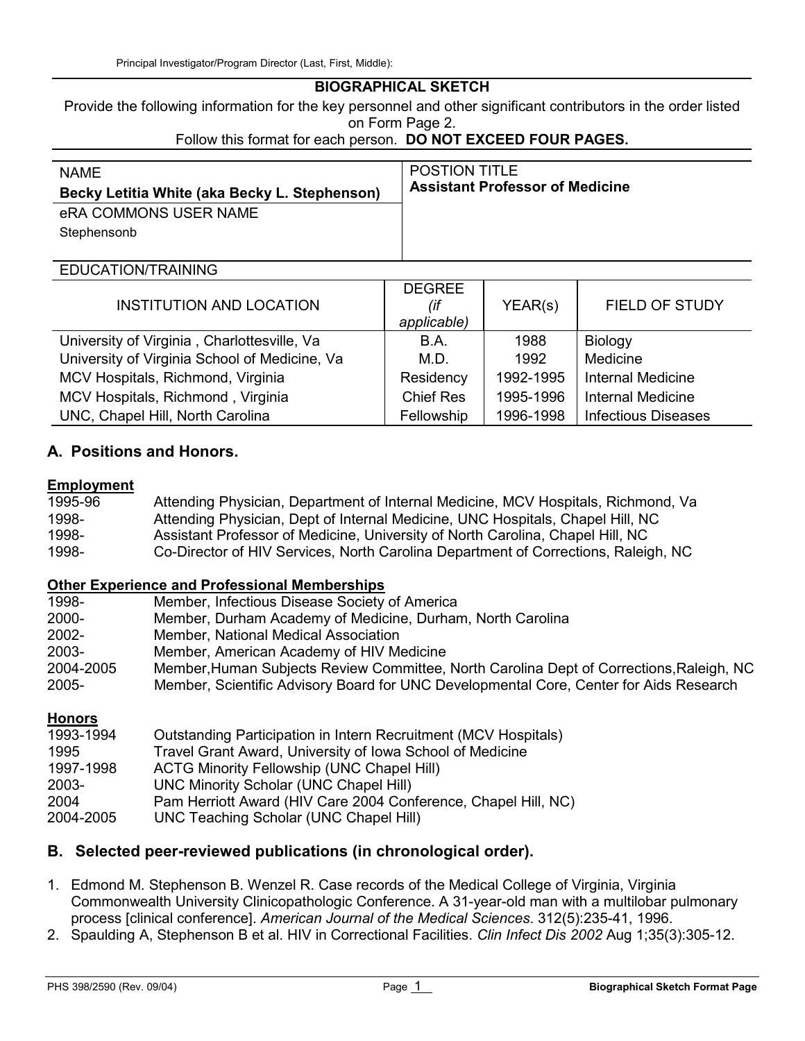Principal Investigator/Program Director (Last, First, Middle):

## BIOGRAPHICAL SKETCH

Provide the following information for the key personnel and other significant contributors in the order listed on Form Page 2.
Follow this format for each person. **DO NOT EXCEED FOUR PAGES.**

| NAME | POSTION TITLE |
|---|---|
| **Becky Letitia White (aka Becky L. Stephenson)** | **Assistant Professor of Medicine** |
| eRA COMMONS USER NAME | |
| Stephensonb | |

EDUCATION/TRAINING

| INSTITUTION AND LOCATION | DEGREE *(if applicable)* | YEAR(s) | FIELD OF STUDY |
|---|---|---|---|
| University of Virginia , Charlottesville, Va | B.A. | 1988 | Biology |
| University of Virginia School of Medicine, Va | M.D. | 1992 | Medicine |
| MCV Hospitals, Richmond, Virginia | Residency | 1992-1995 | Internal Medicine |
| MCV Hospitals, Richmond , Virginia | Chief Res | 1995-1996 | Internal Medicine |
| UNC, Chapel Hill, North Carolina | Fellowship | 1996-1998 | Infectious Diseases |

## A. Positions and Honors.

**Employment**

| | |
|---|---|
| 1995-96 | Attending Physician, Department of Internal Medicine, MCV Hospitals, Richmond, Va |
| 1998- | Attending Physician, Dept of Internal Medicine, UNC Hospitals, Chapel Hill, NC |
| 1998- | Assistant Professor of Medicine, University of North Carolina, Chapel Hill, NC |
| 1998- | Co-Director of HIV Services, North Carolina Department of Corrections, Raleigh, NC |

**Other Experience and Professional Memberships**

| | |
|---|---|
| 1998- | Member, Infectious Disease Society of America |
| 2000- | Member, Durham Academy of Medicine, Durham, North Carolina |
| 2002- | Member, National Medical Association |
| 2003- | Member, American Academy of HIV Medicine |
| 2004-2005 | Member,Human Subjects Review Committee, North Carolina Dept of Corrections,Raleigh, NC |
| 2005- | Member, Scientific Advisory Board for UNC Developmental Core, Center for Aids Research |

**Honors**

| | |
|---|---|
| 1993-1994 | Outstanding Participation in Intern Recruitment (MCV Hospitals) |
| 1995 | Travel Grant Award, University of Iowa School of Medicine |
| 1997-1998 | ACTG Minority Fellowship (UNC Chapel Hill) |
| 2003- | UNC Minority Scholar (UNC Chapel Hill) |
| 2004 | Pam Herriott Award (HIV Care 2004 Conference, Chapel Hill, NC) |
| 2004-2005 | UNC Teaching Scholar (UNC Chapel Hill) |

## B. Selected peer-reviewed publications (in chronological order).

1. Edmond M. Stephenson B. Wenzel R. Case records of the Medical College of Virginia, Virginia Commonwealth University Clinicopathologic Conference. A 31-year-old man with a multilobar pulmonary process [clinical conference]. *American Journal of the Medical Sciences*. 312(5):235-41, 1996.
2. Spaulding A, Stephenson B et al. HIV in Correctional Facilities. *Clin Infect Dis 2002* Aug 1;35(3):305-12.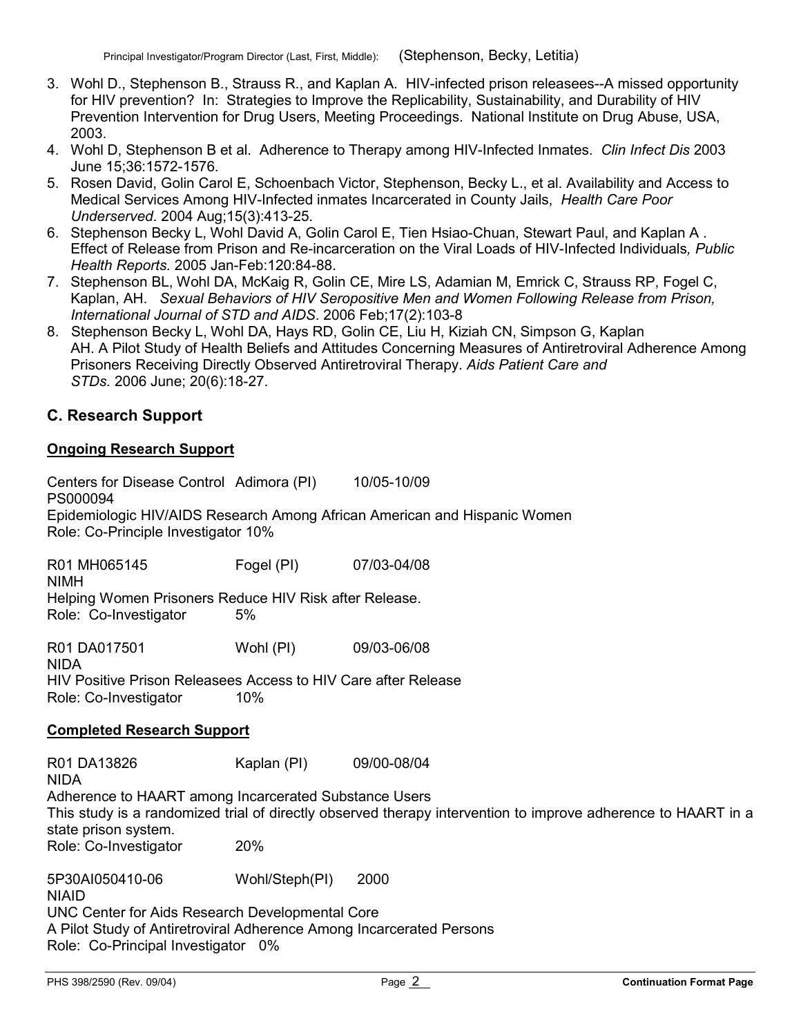3. Wohl D., Stephenson B., Strauss R., and Kaplan A. HIV-infected prison releasees--A missed opportunity for HIV prevention? In: Strategies to Improve the Replicability, Sustainability, and Durability of HIV Prevention Intervention for Drug Users, Meeting Proceedings. National Institute on Drug Abuse, USA, 2003.
4. Wohl D, Stephenson B et al. Adherence to Therapy among HIV-Infected Inmates. *Clin Infect Dis* 2003 June 15;36:1572-1576.
5. Rosen David, Golin Carol E, Schoenbach Victor, Stephenson, Becky L., et al. Availability and Access to Medical Services Among HIV-Infected inmates Incarcerated in County Jails, *Health Care Poor Underserved*. 2004 Aug;15(3):413-25.
6. Stephenson Becky L, Wohl David A, Golin Carol E, Tien Hsiao-Chuan, Stewart Paul, and Kaplan A . Effect of Release from Prison and Re-incarceration on the Viral Loads of HIV-Infected Individuals*, Public Health Reports*. 2005 Jan-Feb:120:84-88.
7. Stephenson BL, Wohl DA, McKaig R, Golin CE, Mire LS, Adamian M, Emrick C, Strauss RP, Fogel C, Kaplan, AH. *Sexual Behaviors of HIV Seropositive Men and Women Following Release from Prison, International Journal of STD and AIDS*. 2006 Feb;17(2):103-8
8. Stephenson Becky L, Wohl DA, Hays RD, Golin CE, Liu H, Kiziah CN, Simpson G, Kaplan AH. A Pilot Study of Health Beliefs and Attitudes Concerning Measures of Antiretroviral Adherence Among Prisoners Receiving Directly Observed Antiretroviral Therapy. *Aids Patient Care and STDs.* 2006 June; 20(6):18-27.

## C. Research Support

### Ongoing Research Support

Centers for Disease Control Adimora (PI) 10/05-10/09
PS000094
Epidemiologic HIV/AIDS Research Among African American and Hispanic Women
Role: Co-Principle Investigator 10%

R01 MH065145 Fogel (PI) 07/03-04/08
NIMH
Helping Women Prisoners Reduce HIV Risk after Release.
Role: Co-Investigator 5%

R01 DA017501 Wohl (PI) 09/03-06/08
NIDA
HIV Positive Prison Releasees Access to HIV Care after Release
Role: Co-Investigator 10%

### Completed Research Support

R01 DA13826 Kaplan (PI) 09/00-08/04
NIDA
Adherence to HAART among Incarcerated Substance Users
This study is a randomized trial of directly observed therapy intervention to improve adherence to HAART in a state prison system.
Role: Co-Investigator 20%

5P30AI050410-06 Wohl/Steph(PI) 2000
NIAID
UNC Center for Aids Research Developmental Core
A Pilot Study of Antiretroviral Adherence Among Incarcerated Persons
Role: Co-Principal Investigator 0%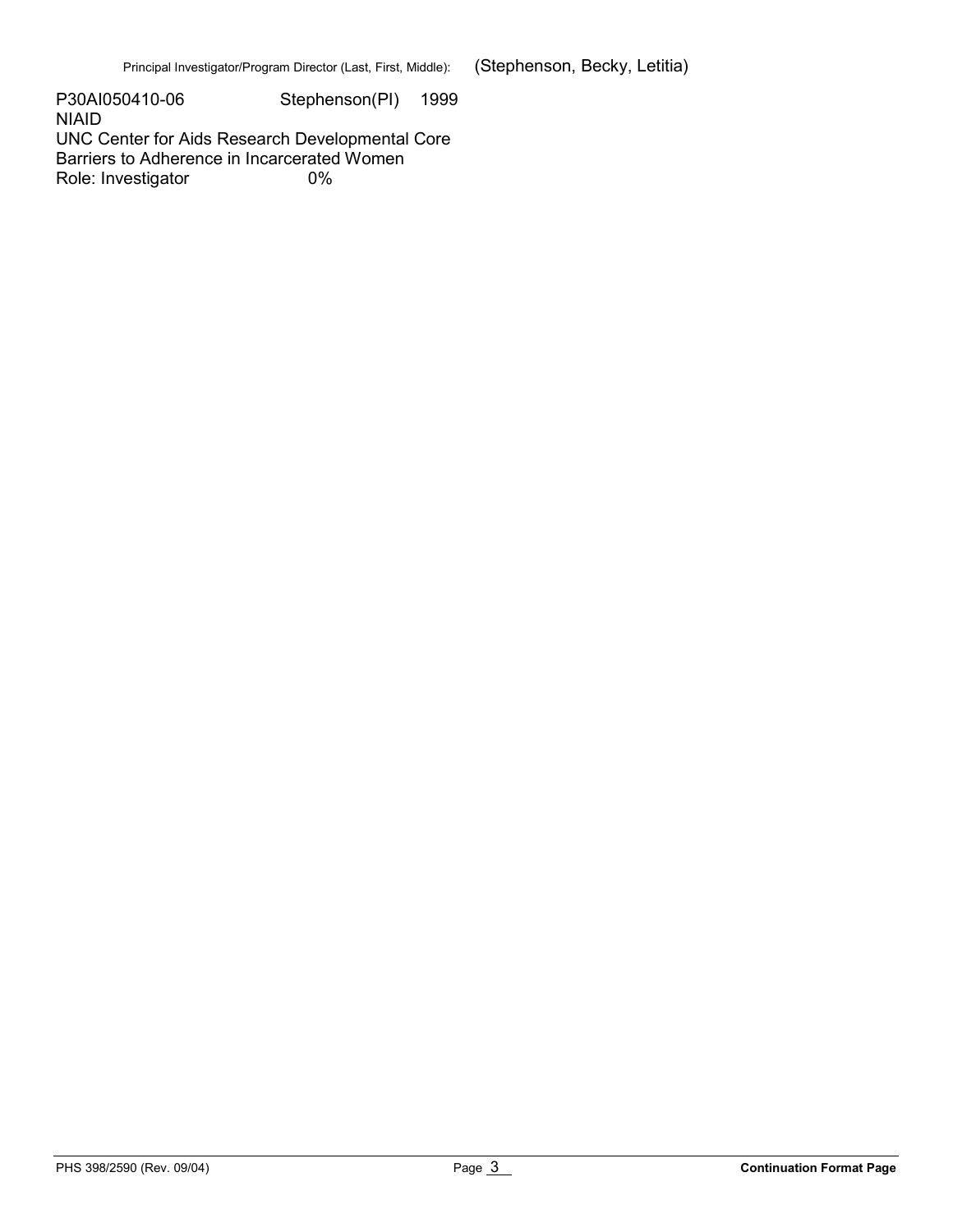P30AI050410-06 Stephenson(PI) 1999
NIAID
UNC Center for Aids Research Developmental Core
Barriers to Adherence in Incarcerated Women
Role: Investigator 0%